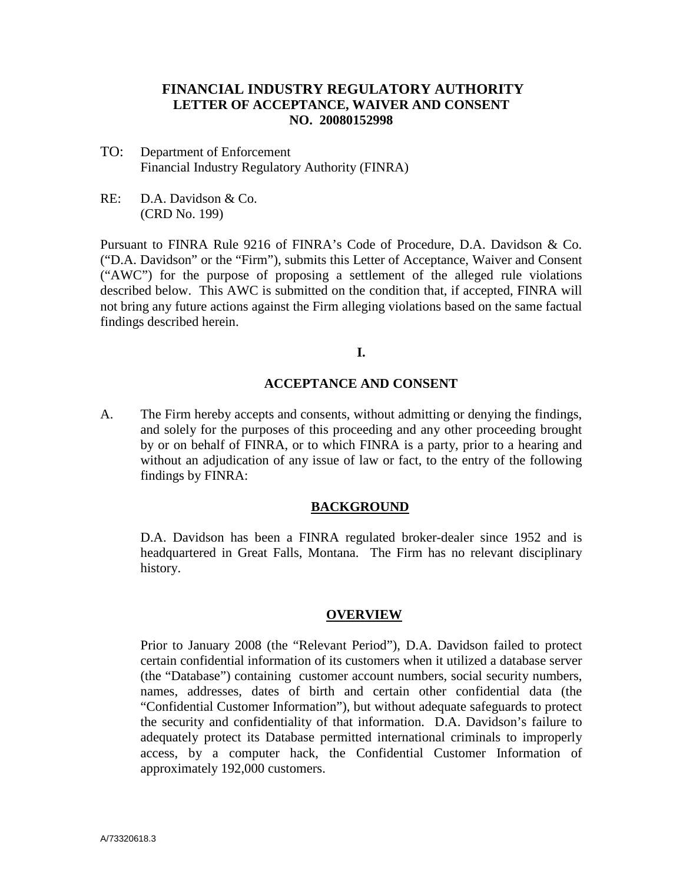# FINANCIAL INDUSTRY REGULATORY AUTHORITY
## LETTER OF ACCEPTANCE, WAIVER AND CONSENT
## NO. 20080152998

TO: Department of Enforcement
Financial Industry Regulatory Authority (FINRA)

RE: D.A. Davidson & Co.
(CRD No. 199)

Pursuant to FINRA Rule 9216 of FINRA's Code of Procedure, D.A. Davidson & Co. ("D.A. Davidson" or the "Firm"), submits this Letter of Acceptance, Waiver and Consent ("AWC") for the purpose of proposing a settlement of the alleged rule violations described below. This AWC is submitted on the condition that, if accepted, FINRA will not bring any future actions against the Firm alleging violations based on the same factual findings described herein.

**I.**

**ACCEPTANCE AND CONSENT**

A. The Firm hereby accepts and consents, without admitting or denying the findings, and solely for the purposes of this proceeding and any other proceeding brought by or on behalf of FINRA, or to which FINRA is a party, prior to a hearing and without an adjudication of any issue of law or fact, to the entry of the following findings by FINRA:

**BACKGROUND**

D.A. Davidson has been a FINRA regulated broker-dealer since 1952 and is headquartered in Great Falls, Montana. The Firm has no relevant disciplinary history.

**OVERVIEW**

Prior to January 2008 (the "Relevant Period"), D.A. Davidson failed to protect certain confidential information of its customers when it utilized a database server (the "Database") containing customer account numbers, social security numbers, names, addresses, dates of birth and certain other confidential data (the "Confidential Customer Information"), but without adequate safeguards to protect the security and confidentiality of that information. D.A. Davidson's failure to adequately protect its Database permitted international criminals to improperly access, by a computer hack, the Confidential Customer Information of approximately 192,000 customers.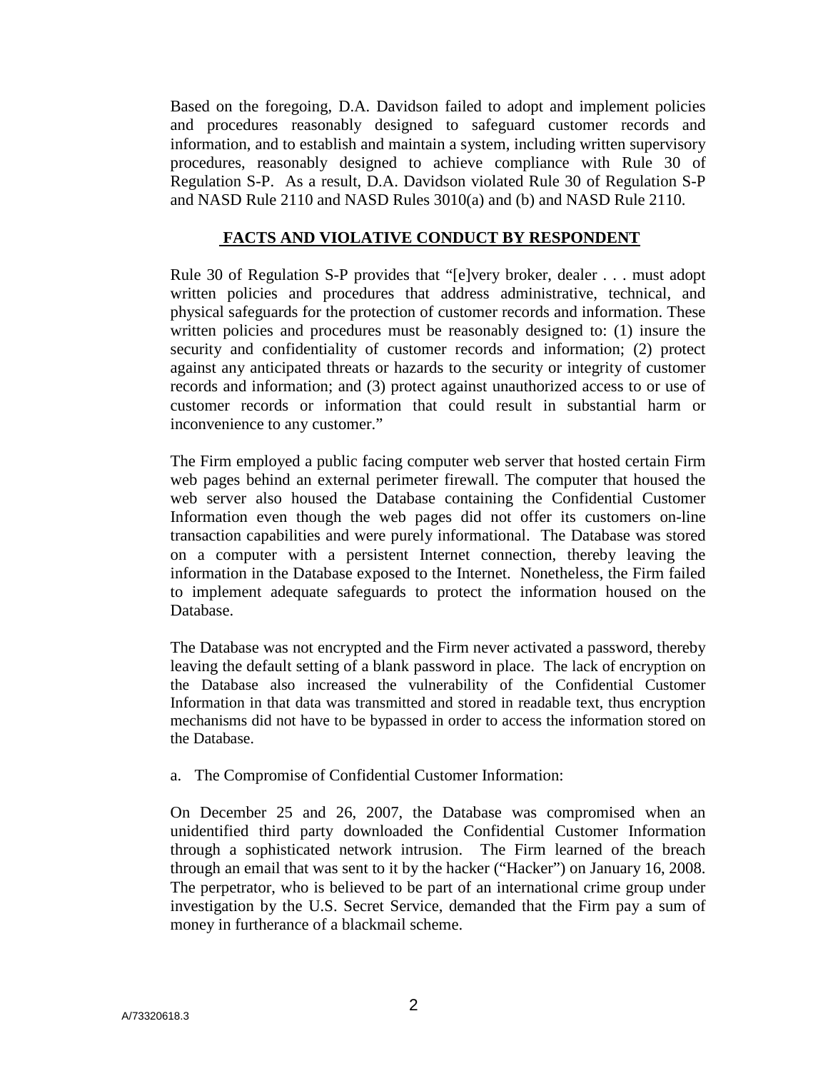Based on the foregoing, D.A. Davidson failed to adopt and implement policies and procedures reasonably designed to safeguard customer records and information, and to establish and maintain a system, including written supervisory procedures, reasonably designed to achieve compliance with Rule 30 of Regulation S-P. As a result, D.A. Davidson violated Rule 30 of Regulation S-P and NASD Rule 2110 and NASD Rules 3010(a) and (b) and NASD Rule 2110.

## **FACTS AND VIOLATIVE CONDUCT BY RESPONDENT**

Rule 30 of Regulation S-P provides that "[e]very broker, dealer . . . must adopt written policies and procedures that address administrative, technical, and physical safeguards for the protection of customer records and information. These written policies and procedures must be reasonably designed to: (1) insure the security and confidentiality of customer records and information; (2) protect against any anticipated threats or hazards to the security or integrity of customer records and information; and (3) protect against unauthorized access to or use of customer records or information that could result in substantial harm or inconvenience to any customer."

The Firm employed a public facing computer web server that hosted certain Firm web pages behind an external perimeter firewall. The computer that housed the web server also housed the Database containing the Confidential Customer Information even though the web pages did not offer its customers on-line transaction capabilities and were purely informational. The Database was stored on a computer with a persistent Internet connection, thereby leaving the information in the Database exposed to the Internet. Nonetheless, the Firm failed to implement adequate safeguards to protect the information housed on the Database.

The Database was not encrypted and the Firm never activated a password, thereby leaving the default setting of a blank password in place. The lack of encryption on the Database also increased the vulnerability of the Confidential Customer Information in that data was transmitted and stored in readable text, thus encryption mechanisms did not have to be bypassed in order to access the information stored on the Database.

a. The Compromise of Confidential Customer Information:

On December 25 and 26, 2007, the Database was compromised when an unidentified third party downloaded the Confidential Customer Information through a sophisticated network intrusion. The Firm learned of the breach through an email that was sent to it by the hacker ("Hacker") on January 16, 2008. The perpetrator, who is believed to be part of an international crime group under investigation by the U.S. Secret Service, demanded that the Firm pay a sum of money in furtherance of a blackmail scheme.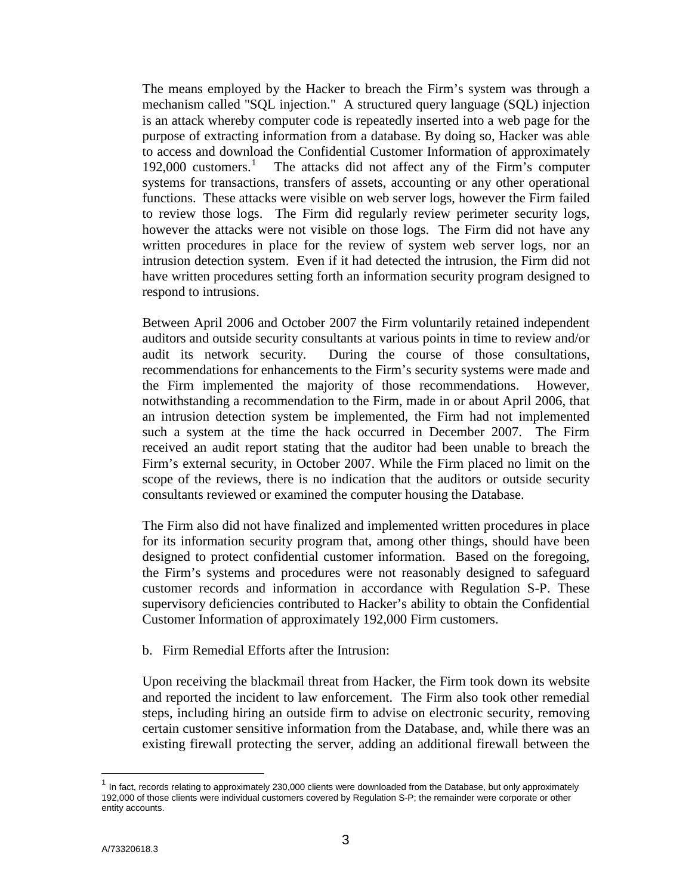The means employed by the Hacker to breach the Firm's system was through a mechanism called "SQL injection." A structured query language (SQL) injection is an attack whereby computer code is repeatedly inserted into a web page for the purpose of extracting information from a database. By doing so, Hacker was able to access and download the Confidential Customer Information of approximately 192,000 customers.[1] The attacks did not affect any of the Firm's computer systems for transactions, transfers of assets, accounting or any other operational functions. These attacks were visible on web server logs, however the Firm failed to review those logs. The Firm did regularly review perimeter security logs, however the attacks were not visible on those logs. The Firm did not have any written procedures in place for the review of system web server logs, nor an intrusion detection system. Even if it had detected the intrusion, the Firm did not have written procedures setting forth an information security program designed to respond to intrusions.

Between April 2006 and October 2007 the Firm voluntarily retained independent auditors and outside security consultants at various points in time to review and/or audit its network security. During the course of those consultations, recommendations for enhancements to the Firm's security systems were made and the Firm implemented the majority of those recommendations. However, notwithstanding a recommendation to the Firm, made in or about April 2006, that an intrusion detection system be implemented, the Firm had not implemented such a system at the time the hack occurred in December 2007. The Firm received an audit report stating that the auditor had been unable to breach the Firm's external security, in October 2007. While the Firm placed no limit on the scope of the reviews, there is no indication that the auditors or outside security consultants reviewed or examined the computer housing the Database.

The Firm also did not have finalized and implemented written procedures in place for its information security program that, among other things, should have been designed to protect confidential customer information. Based on the foregoing, the Firm's systems and procedures were not reasonably designed to safeguard customer records and information in accordance with Regulation S-P. These supervisory deficiencies contributed to Hacker's ability to obtain the Confidential Customer Information of approximately 192,000 Firm customers.

b. Firm Remedial Efforts after the Intrusion:

Upon receiving the blackmail threat from Hacker, the Firm took down its website and reported the incident to law enforcement. The Firm also took other remedial steps, including hiring an outside firm to advise on electronic security, removing certain customer sensitive information from the Database, and, while there was an existing firewall protecting the server, adding an additional firewall between the

[1] In fact, records relating to approximately 230,000 clients were downloaded from the Database, but only approximately 192,000 of those clients were individual customers covered by Regulation S-P; the remainder were corporate or other entity accounts.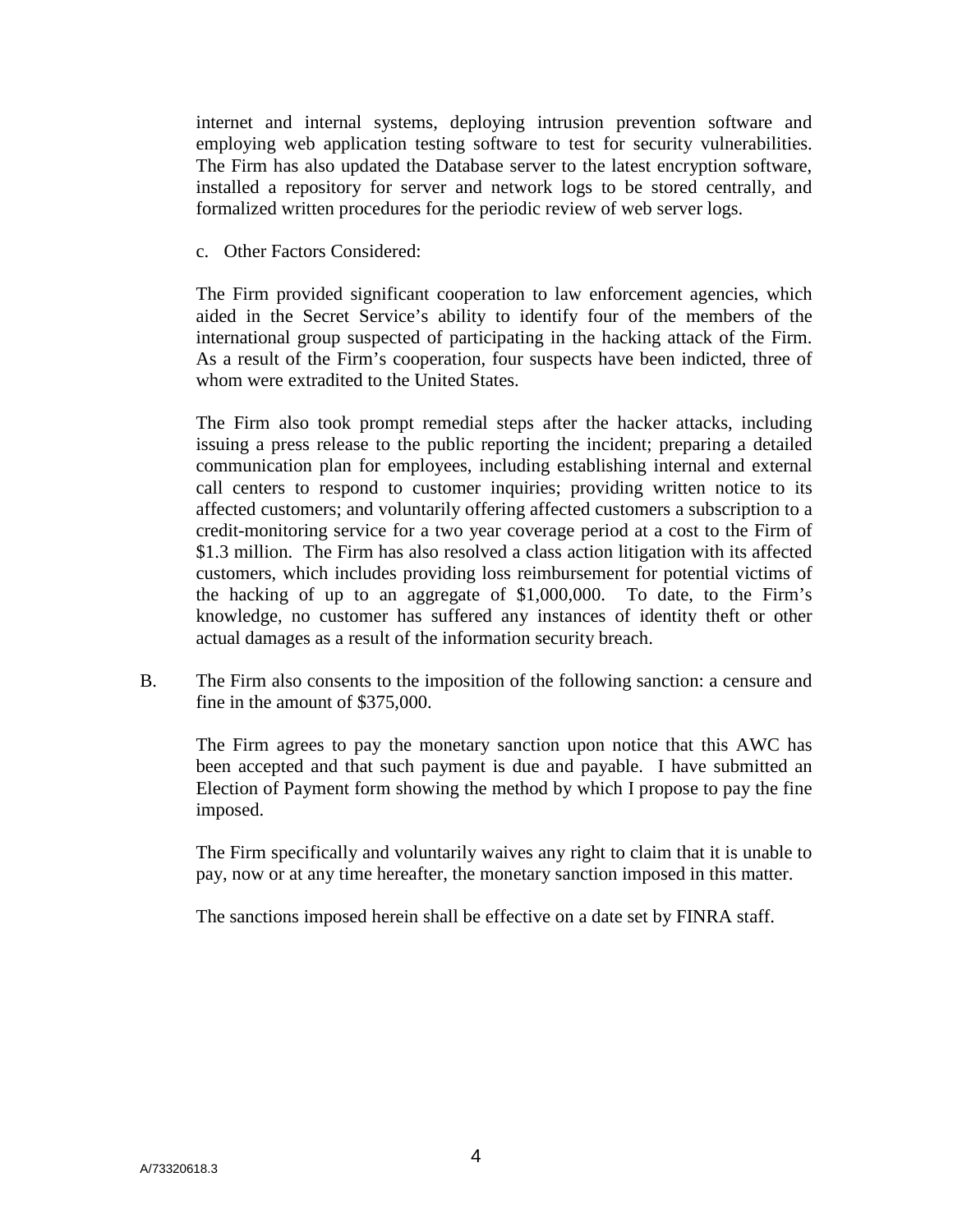internet and internal systems, deploying intrusion prevention software and employing web application testing software to test for security vulnerabilities. The Firm has also updated the Database server to the latest encryption software, installed a repository for server and network logs to be stored centrally, and formalized written procedures for the periodic review of web server logs.

c. Other Factors Considered:

The Firm provided significant cooperation to law enforcement agencies, which aided in the Secret Service's ability to identify four of the members of the international group suspected of participating in the hacking attack of the Firm. As a result of the Firm's cooperation, four suspects have been indicted, three of whom were extradited to the United States.

The Firm also took prompt remedial steps after the hacker attacks, including issuing a press release to the public reporting the incident; preparing a detailed communication plan for employees, including establishing internal and external call centers to respond to customer inquiries; providing written notice to its affected customers; and voluntarily offering affected customers a subscription to a credit-monitoring service for a two year coverage period at a cost to the Firm of $1.3 million. The Firm has also resolved a class action litigation with its affected customers, which includes providing loss reimbursement for potential victims of the hacking of up to an aggregate of $1,000,000. To date, to the Firm's knowledge, no customer has suffered any instances of identity theft or other actual damages as a result of the information security breach.

B. The Firm also consents to the imposition of the following sanction: a censure and fine in the amount of $375,000.

The Firm agrees to pay the monetary sanction upon notice that this AWC has been accepted and that such payment is due and payable. I have submitted an Election of Payment form showing the method by which I propose to pay the fine imposed.

The Firm specifically and voluntarily waives any right to claim that it is unable to pay, now or at any time hereafter, the monetary sanction imposed in this matter.

The sanctions imposed herein shall be effective on a date set by FINRA staff.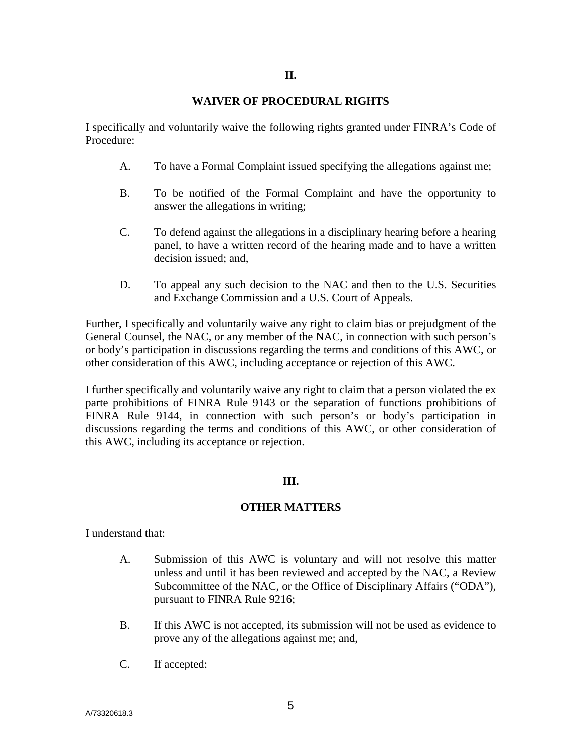## II.

## WAIVER OF PROCEDURAL RIGHTS

I specifically and voluntarily waive the following rights granted under FINRA's Code of Procedure:

A. To have a Formal Complaint issued specifying the allegations against me;

B. To be notified of the Formal Complaint and have the opportunity to answer the allegations in writing;

C. To defend against the allegations in a disciplinary hearing before a hearing panel, to have a written record of the hearing made and to have a written decision issued; and,

D. To appeal any such decision to the NAC and then to the U.S. Securities and Exchange Commission and a U.S. Court of Appeals.

Further, I specifically and voluntarily waive any right to claim bias or prejudgment of the General Counsel, the NAC, or any member of the NAC, in connection with such person's or body's participation in discussions regarding the terms and conditions of this AWC, or other consideration of this AWC, including acceptance or rejection of this AWC.

I further specifically and voluntarily waive any right to claim that a person violated the ex parte prohibitions of FINRA Rule 9143 or the separation of functions prohibitions of FINRA Rule 9144, in connection with such person's or body's participation in discussions regarding the terms and conditions of this AWC, or other consideration of this AWC, including its acceptance or rejection.

## III.

## OTHER MATTERS

I understand that:

A. Submission of this AWC is voluntary and will not resolve this matter unless and until it has been reviewed and accepted by the NAC, a Review Subcommittee of the NAC, or the Office of Disciplinary Affairs ("ODA"), pursuant to FINRA Rule 9216;

B. If this AWC is not accepted, its submission will not be used as evidence to prove any of the allegations against me; and,

C. If accepted: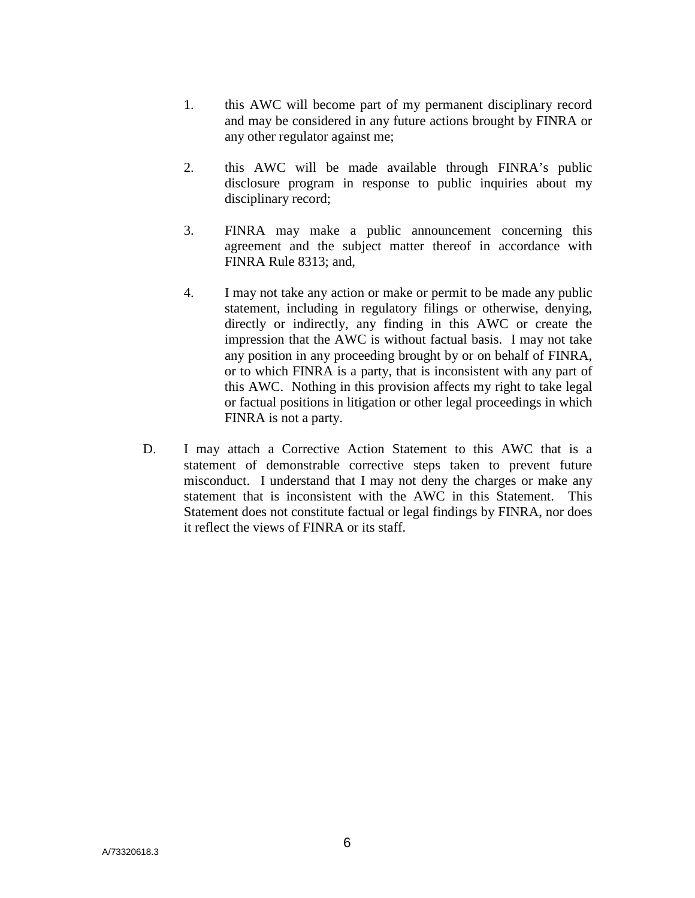1. this AWC will become part of my permanent disciplinary record and may be considered in any future actions brought by FINRA or any other regulator against me;

2. this AWC will be made available through FINRA's public disclosure program in response to public inquiries about my disciplinary record;

3. FINRA may make a public announcement concerning this agreement and the subject matter thereof in accordance with FINRA Rule 8313; and,

4. I may not take any action or make or permit to be made any public statement, including in regulatory filings or otherwise, denying, directly or indirectly, any finding in this AWC or create the impression that the AWC is without factual basis. I may not take any position in any proceeding brought by or on behalf of FINRA, or to which FINRA is a party, that is inconsistent with any part of this AWC. Nothing in this provision affects my right to take legal or factual positions in litigation or other legal proceedings in which FINRA is not a party.

D. I may attach a Corrective Action Statement to this AWC that is a statement of demonstrable corrective steps taken to prevent future misconduct. I understand that I may not deny the charges or make any statement that is inconsistent with the AWC in this Statement. This Statement does not constitute factual or legal findings by FINRA, nor does it reflect the views of FINRA or its staff.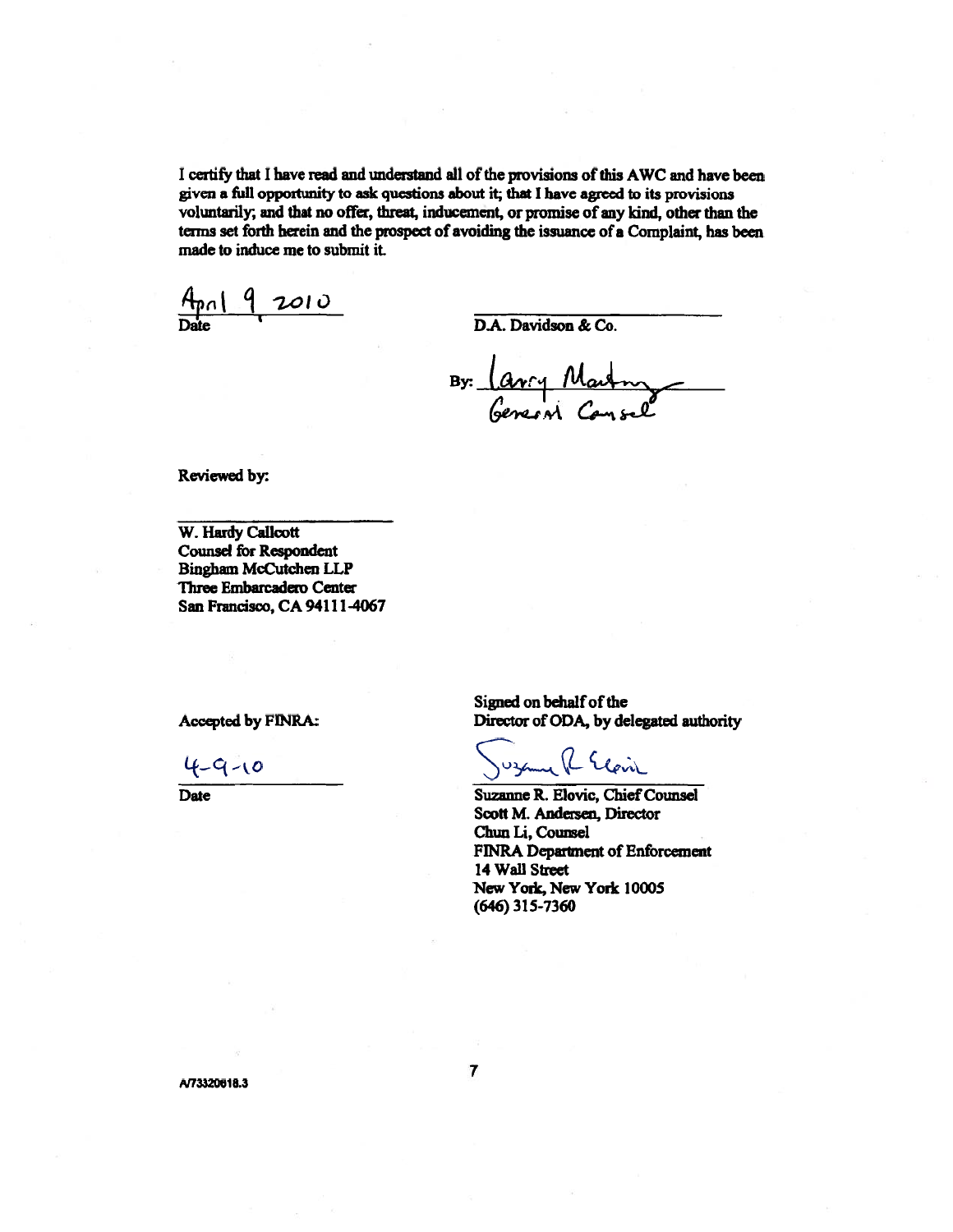I certify that I have read and understand all of the provisions of this AWC and have been given a full opportunity to ask questions about it; that I have agreed to its provisions voluntarily; and that no offer, threat, inducement, or promise of any kind, other than the terms set forth herein and the prospect of avoiding the issuance of a Complaint, has been made to induce me to submit it.

April 9, 2010
Date

D.A. Davidson & Co.

By: Larry Martin
General Counsel

Reviewed by:

W. Hardy Callcott
Counsel for Respondent
Bingham McCutchen LLP
Three Embarcadero Center
San Francisco, CA 94111-4067

Accepted by FINRA:

4-9-10
Date

Signed on behalf of the
Director of ODA, by delegated authority

Suzanne R. Elovic

Suzanne R. Elovic, Chief Counsel
Scott M. Andersen, Director
Chun Li, Counsel
FINRA Department of Enforcement
14 Wall Street
New York, New York 10005
(646) 315-7360

A/73320618.3